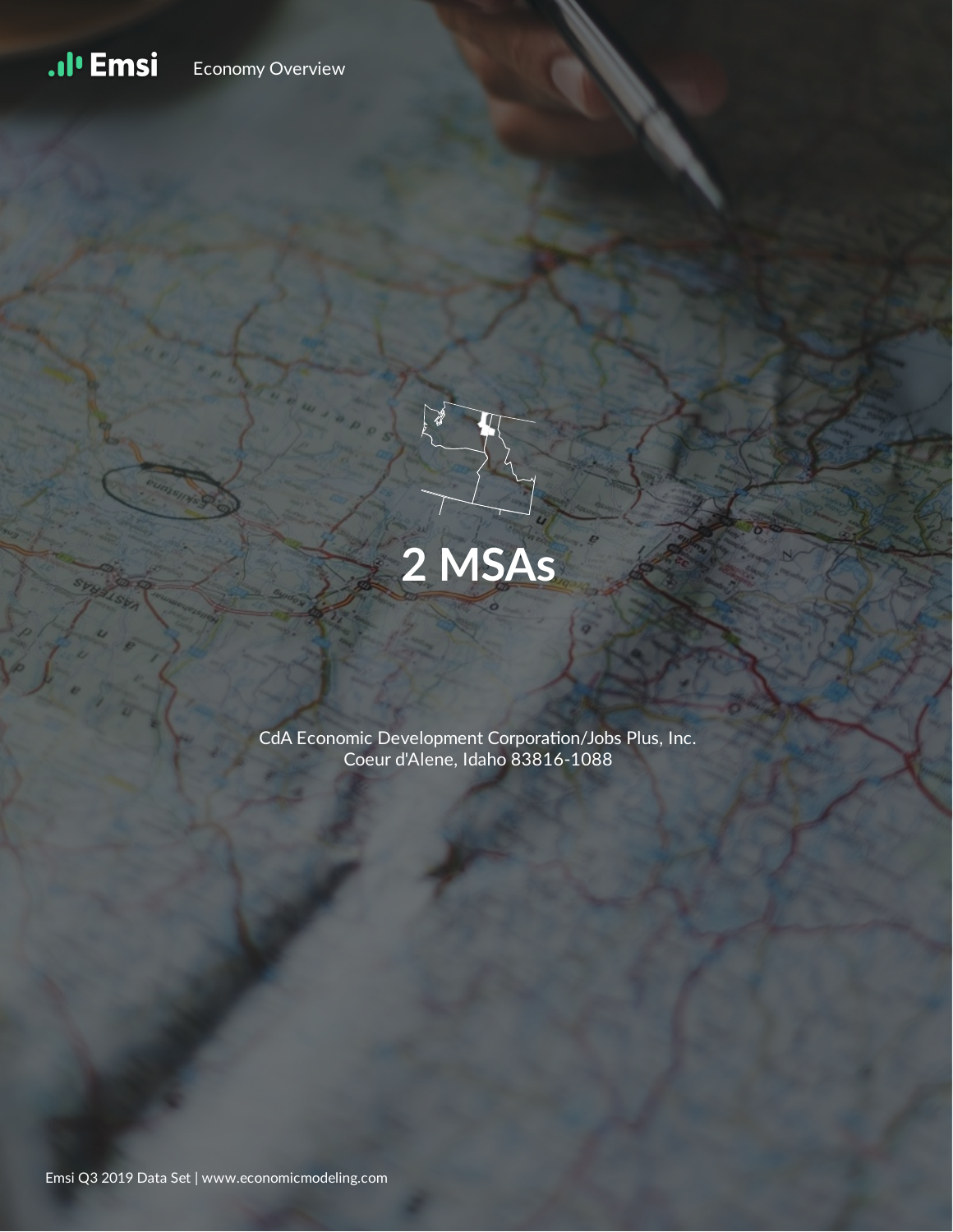Emsi Economy Overview

# 2 MSAs

CdA Economic Development Corporation/Jobs Plus, Inc.
Coeur d'Alene, Idaho 83816-1088

Emsi Q3 2019 Data Set | www.economicmodeling.com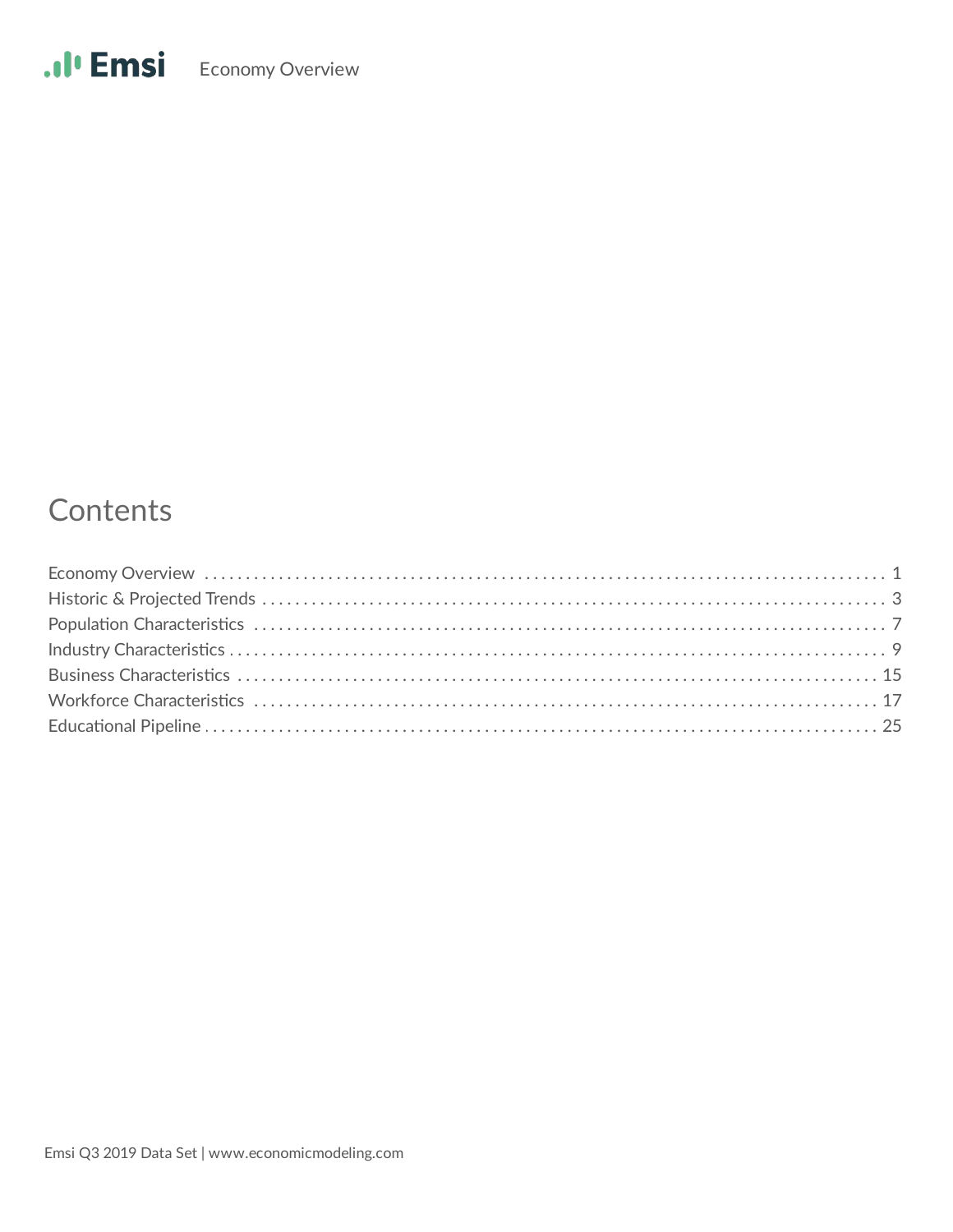## Contents

| | |
|---|---|
| Economy Overview | 1 |
| Historic & Projected Trends | 3 |
| Population Characteristics | 7 |
| Industry Characteristics | 9 |
| Business Characteristics | 15 |
| Workforce Characteristics | 17 |
| Educational Pipeline | 25 |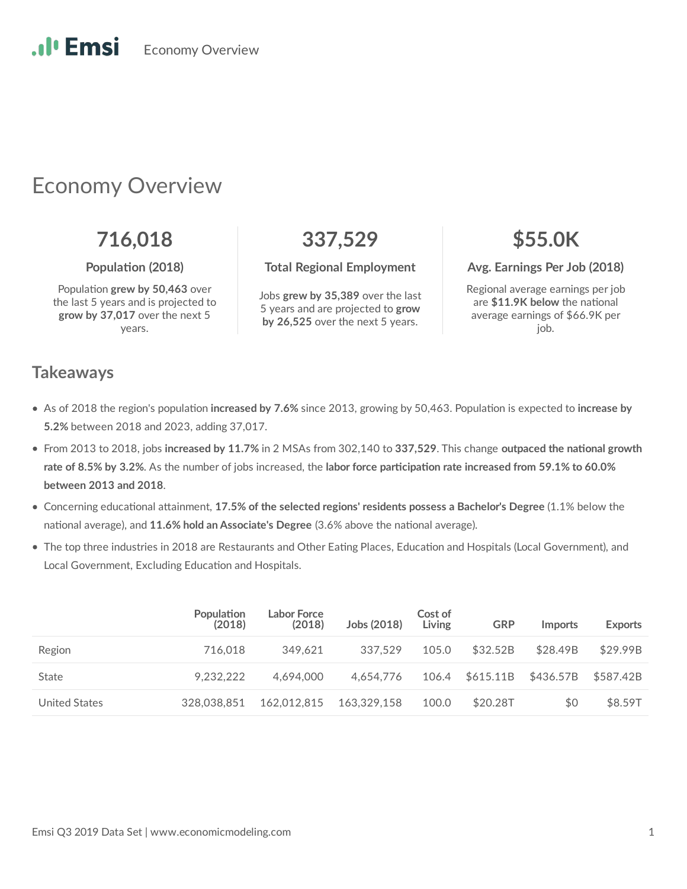# Economy Overview

**716,018**

**Population (2018)**

Population **grew by 50,463** over the last 5 years and is projected to **grow by 37,017** over the next 5 years.

**337,529**

**Total Regional Employment**

Jobs **grew by 35,389** over the last 5 years and are projected to **grow by 26,525** over the next 5 years.

**$55.0K**

**Avg. Earnings Per Job (2018)**

Regional average earnings per job are **$11.9K below** the national average earnings of $66.9K per job.

## Takeaways

- As of 2018 the region's population **increased by 7.6%** since 2013, growing by 50,463. Population is expected to **increase by 5.2%** between 2018 and 2023, adding 37,017.
- From 2013 to 2018, jobs **increased by 11.7%** in 2 MSAs from 302,140 to **337,529**. This change **outpaced the national growth rate of 8.5% by 3.2%**. As the number of jobs increased, the **labor force participation rate increased from 59.1% to 60.0% between 2013 and 2018**.
- Concerning educational attainment, **17.5% of the selected regions' residents possess a Bachelor's Degree** (1.1% below the national average), and **11.6% hold an Associate's Degree** (3.6% above the national average).
- The top three industries in 2018 are Restaurants and Other Eating Places, Education and Hospitals (Local Government), and Local Government, Excluding Education and Hospitals.

| | Population (2018) | Labor Force (2018) | Jobs (2018) | Cost of Living | GRP | Imports | Exports |
|---|---|---|---|---|---|---|---|
| Region | 716,018 | 349,621 | 337,529 | 105.0 | $32.52B | $28.49B | $29.99B |
| State | 9,232,222 | 4,694,000 | 4,654,776 | 106.4 | $615.11B | $436.57B | $587.42B |
| United States | 328,038,851 | 162,012,815 | 163,329,158 | 100.0 | $20.28T | $0 | $8.59T |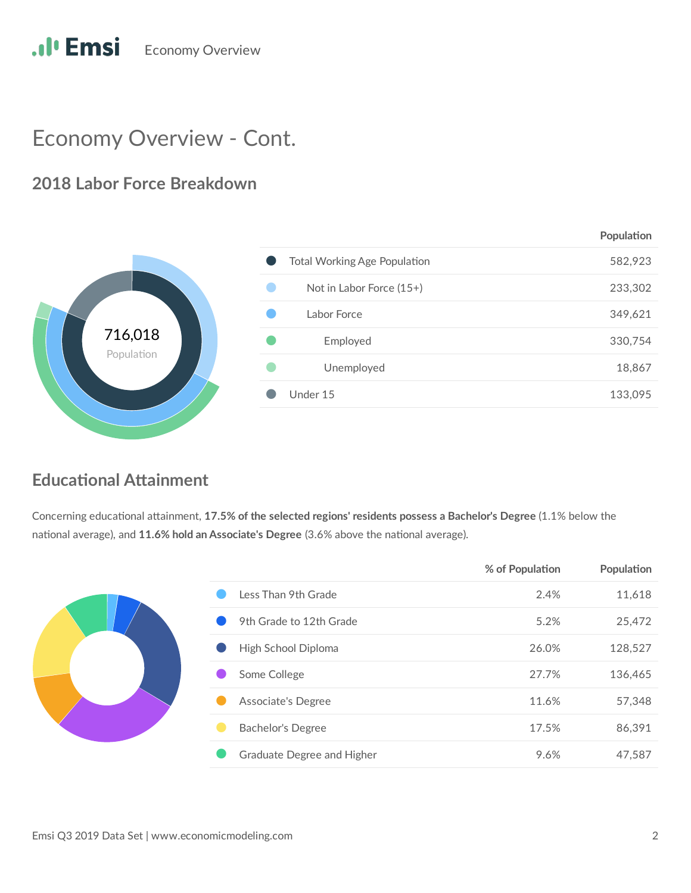# Economy Overview - Cont.

## 2018 Labor Force Breakdown

716,018
Population

| | Population |
|---|---|
| Total Working Age Population | 582,923 |
| Not in Labor Force (15+) | 233,302 |
| Labor Force | 349,621 |
| Employed | 330,754 |
| Unemployed | 18,867 |
| Under 15 | 133,095 |

## Educational Attainment

Concerning educational attainment, **17.5% of the selected regions' residents possess a Bachelor's Degree** (1.1% below the national average), and **11.6% hold an Associate's Degree** (3.6% above the national average).

| | % of Population | Population |
|---|---|---|
| Less Than 9th Grade | 2.4% | 11,618 |
| 9th Grade to 12th Grade | 5.2% | 25,472 |
| High School Diploma | 26.0% | 128,527 |
| Some College | 27.7% | 136,465 |
| Associate's Degree | 11.6% | 57,348 |
| Bachelor's Degree | 17.5% | 86,391 |
| Graduate Degree and Higher | 9.6% | 47,587 |

Emsi Q3 2019 Data Set | www.economicmodeling.com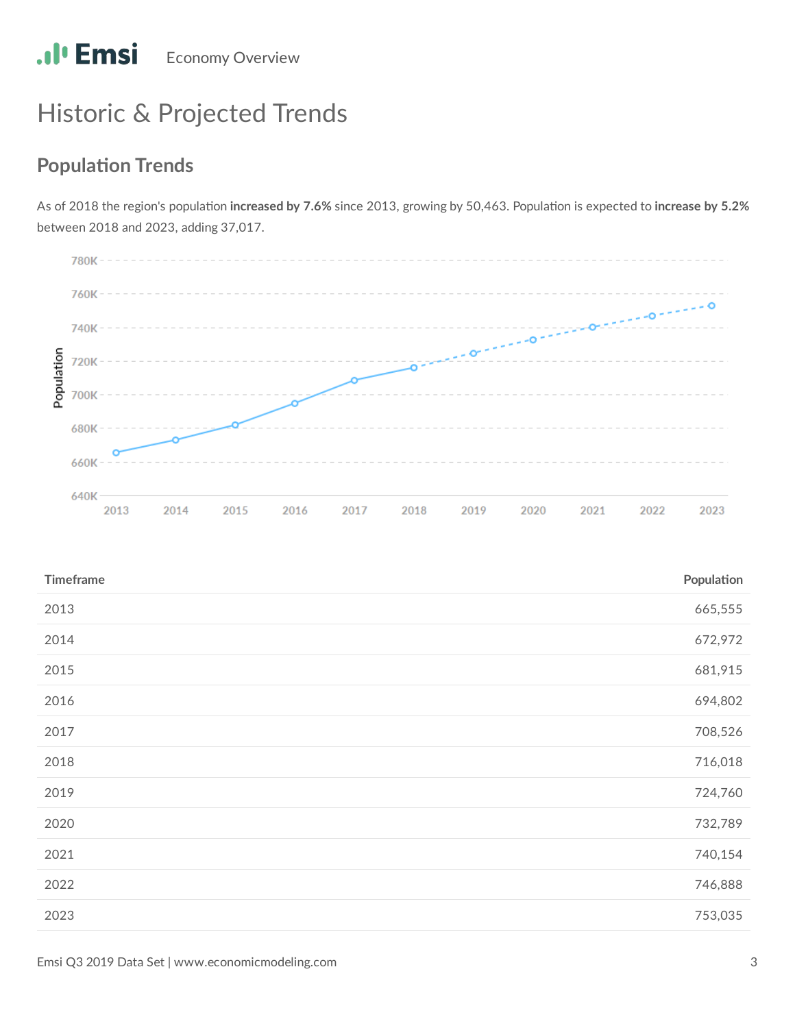# Historic & Projected Trends

## Population Trends

As of 2018 the region's population **increased by 7.6%** since 2013, growing by 50,463. Population is expected to **increase by 5.2%** between 2018 and 2023, adding 37,017.

| Timeframe | Population |
|---|---|
| 2013 | 665,555 |
| 2014 | 672,972 |
| 2015 | 681,915 |
| 2016 | 694,802 |
| 2017 | 708,526 |
| 2018 | 716,018 |
| 2019 | 724,760 |
| 2020 | 732,789 |
| 2021 | 740,154 |
| 2022 | 746,888 |
| 2023 | 753,035 |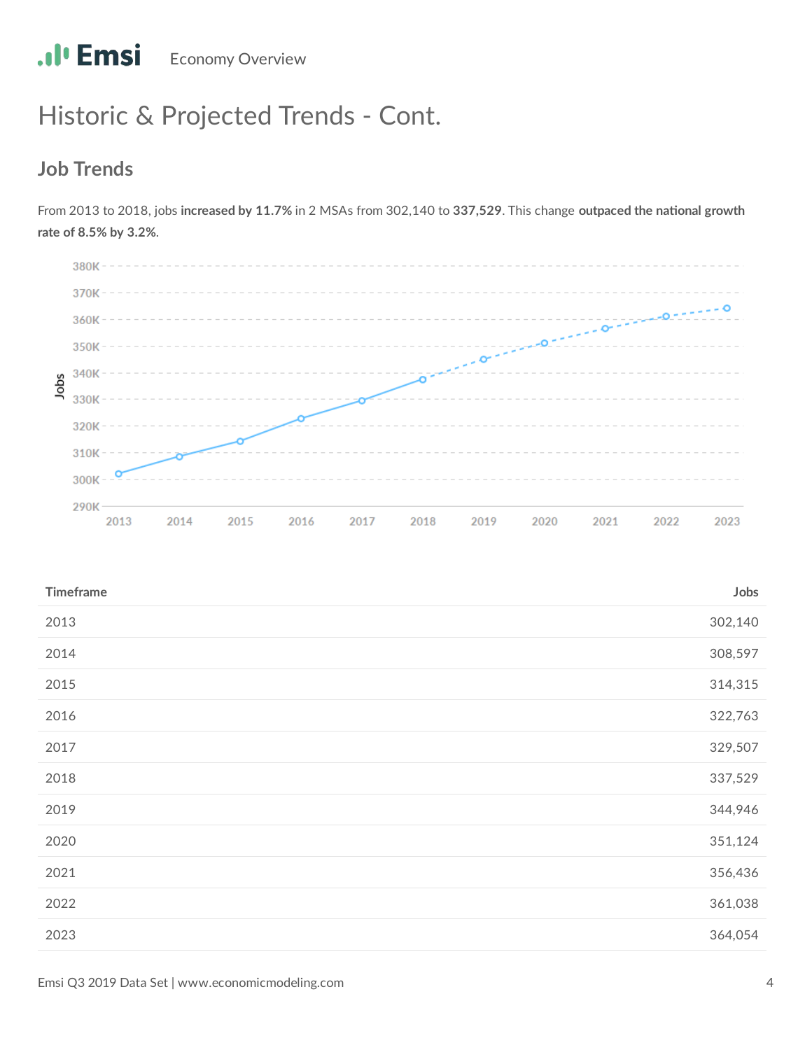## Historic & Projected Trends - Cont.

### Job Trends

From 2013 to 2018, jobs **increased by 11.7%** in 2 MSAs from 302,140 to **337,529**. This change **outpaced the national growth rate of 8.5% by 3.2%**.

| Timeframe | Jobs |
|---|---|
| 2013 | 302,140 |
| 2014 | 308,597 |
| 2015 | 314,315 |
| 2016 | 322,763 |
| 2017 | 329,507 |
| 2018 | 337,529 |
| 2019 | 344,946 |
| 2020 | 351,124 |
| 2021 | 356,436 |
| 2022 | 361,038 |
| 2023 | 364,054 |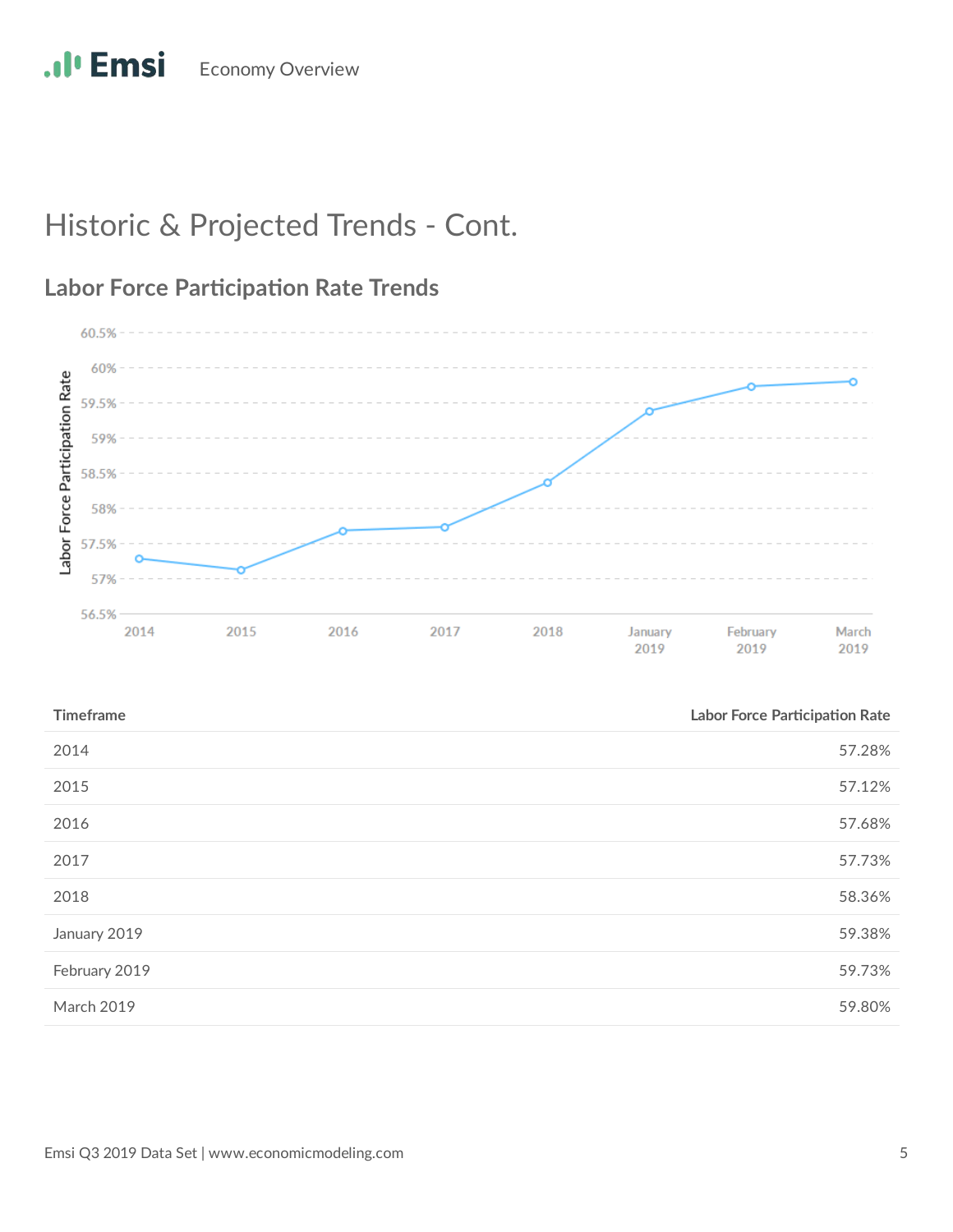## Historic & Projected Trends - Cont.

### Labor Force Participation Rate Trends

| Timeframe | Labor Force Participation Rate |
|---|---|
| 2014 | 57.28% |
| 2015 | 57.12% |
| 2016 | 57.68% |
| 2017 | 57.73% |
| 2018 | 58.36% |
| January 2019 | 59.38% |
| February 2019 | 59.73% |
| March 2019 | 59.80% |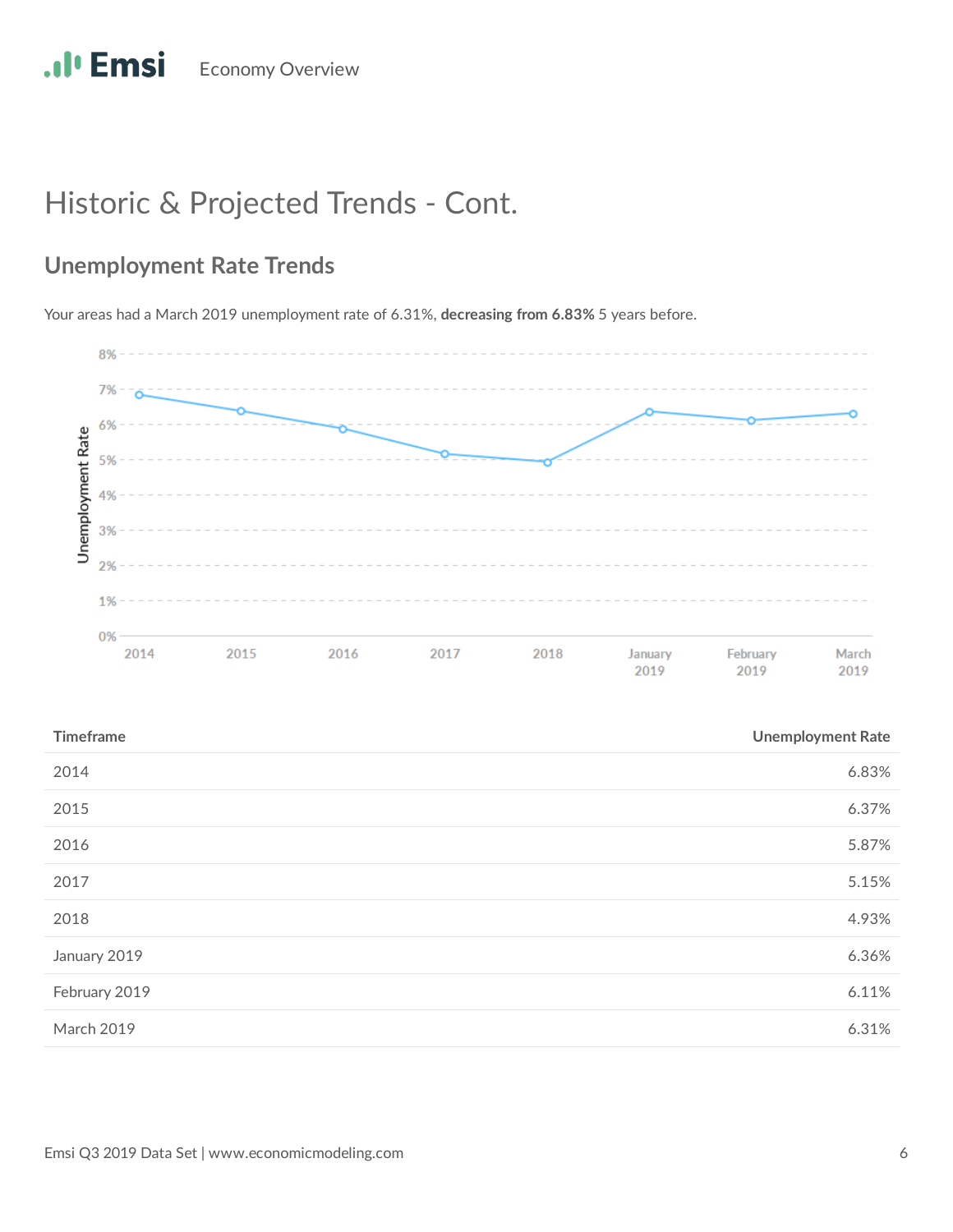# Historic & Projected Trends - Cont.

## Unemployment Rate Trends

Your areas had a March 2019 unemployment rate of 6.31%, **decreasing from 6.83%** 5 years before.

| Timeframe | Unemployment Rate |
|---|---|
| 2014 | 6.83% |
| 2015 | 6.37% |
| 2016 | 5.87% |
| 2017 | 5.15% |
| 2018 | 4.93% |
| January 2019 | 6.36% |
| February 2019 | 6.11% |
| March 2019 | 6.31% |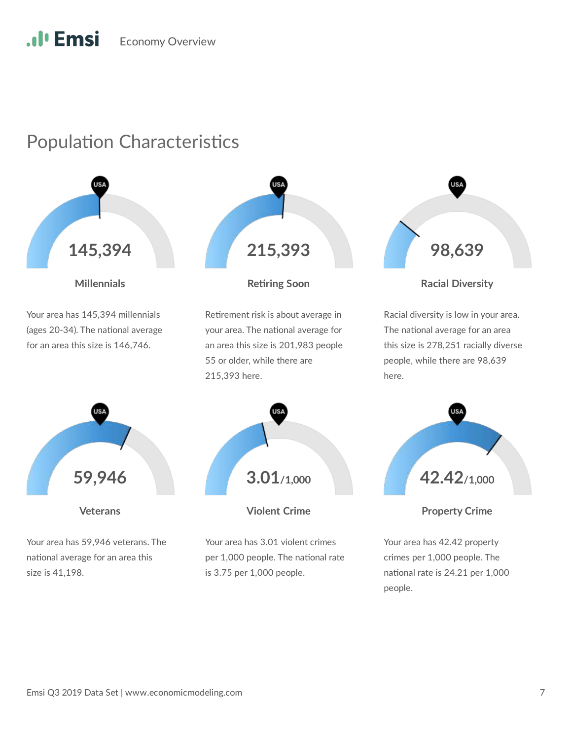# Population Characteristics

**145,394**

### Millennials

Your area has 145,394 millennials (ages 20-34). The national average for an area this size is 146,746.

**215,393**

### Retiring Soon

Retirement risk is about average in your area. The national average for an area this size is 201,983 people 55 or older, while there are 215,393 here.

**98,639**

### Racial Diversity

Racial diversity is low in your area. The national average for an area this size is 278,251 racially diverse people, while there are 98,639 here.

**59,946**

### Veterans

Your area has 59,946 veterans. The national average for an area this size is 41,198.

**3.01**/1,000

### Violent Crime

Your area has 3.01 violent crimes per 1,000 people. The national rate is 3.75 per 1,000 people.

**42.42**/1,000

### Property Crime

Your area has 42.42 property crimes per 1,000 people. The national rate is 24.21 per 1,000 people.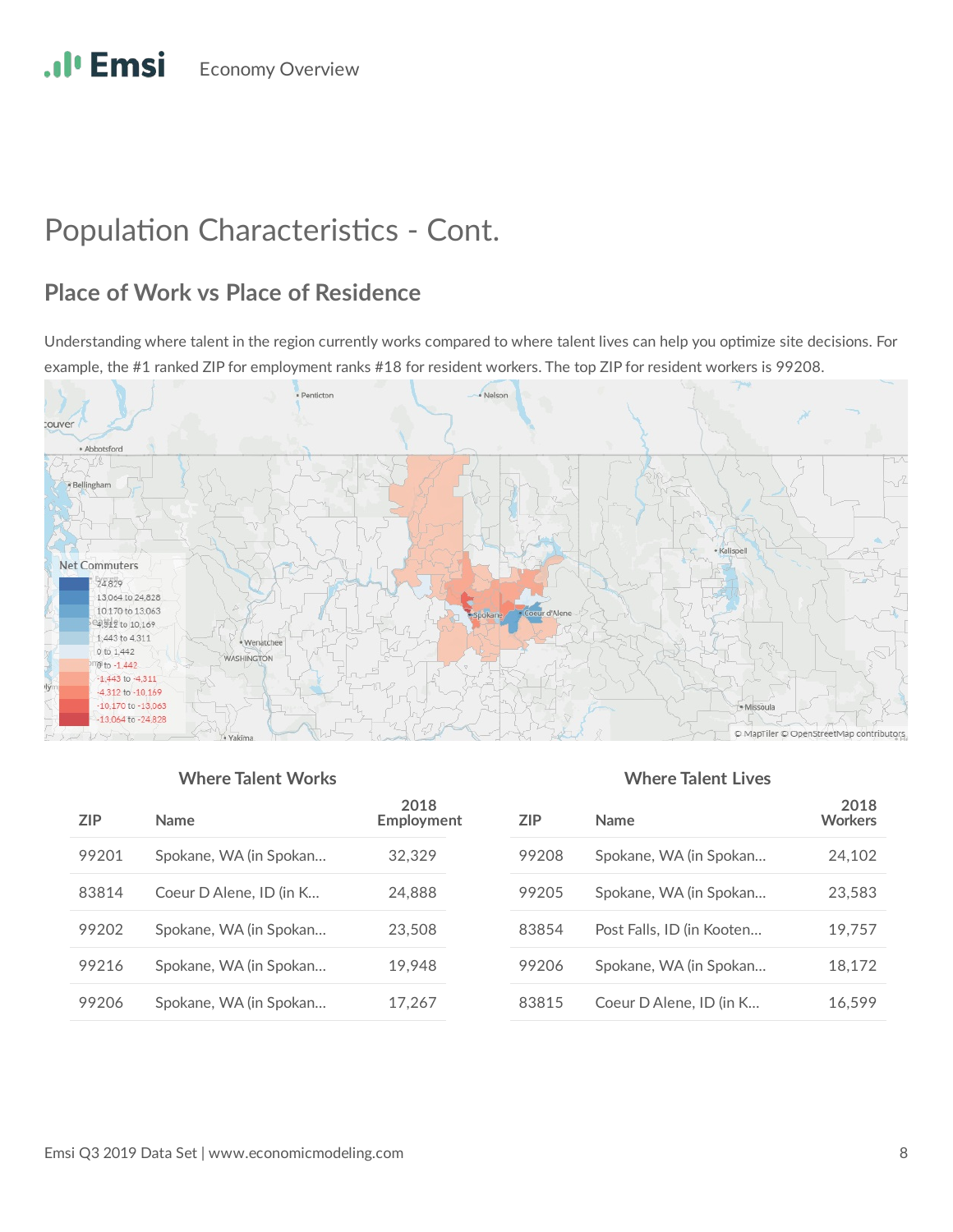# Population Characteristics - Cont.

## Place of Work vs Place of Residence

Understanding where talent in the region currently works compared to where talent lives can help you optimize site decisions. For example, the #1 ranked ZIP for employment ranks #18 for resident workers. The top ZIP for resident workers is 99208.

### Where Talent Works

| ZIP | Name | 2018 Employment |
|---|---|---|
| 99201 | Spokane, WA (in Spokan... | 32,329 |
| 83814 | Coeur D Alene, ID (in K... | 24,888 |
| 99202 | Spokane, WA (in Spokan... | 23,508 |
| 99216 | Spokane, WA (in Spokan... | 19,948 |
| 99206 | Spokane, WA (in Spokan... | 17,267 |

### Where Talent Lives

| ZIP | Name | 2018 Workers |
|---|---|---|
| 99208 | Spokane, WA (in Spokan... | 24,102 |
| 99205 | Spokane, WA (in Spokan... | 23,583 |
| 83854 | Post Falls, ID (in Kooten... | 19,757 |
| 99206 | Spokane, WA (in Spokan... | 18,172 |
| 83815 | Coeur D Alene, ID (in K... | 16,599 |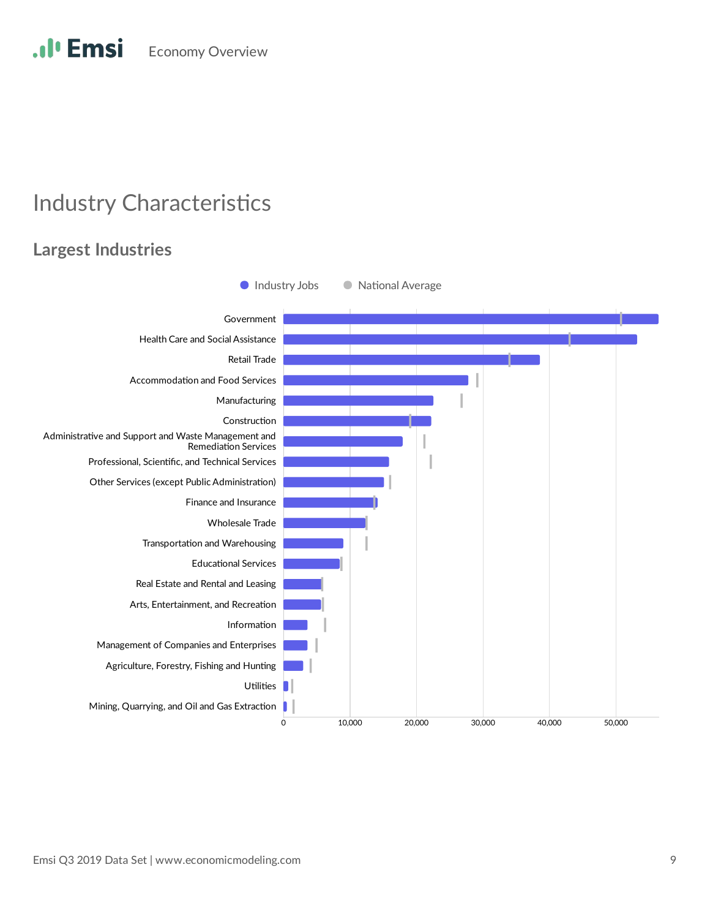# Industry Characteristics

## Largest Industries

Industry Jobs | National Average

- Government
- Health Care and Social Assistance
- Retail Trade
- Accommodation and Food Services
- Manufacturing
- Construction
- Administrative and Support and Waste Management and Remediation Services
- Professional, Scientific, and Technical Services
- Other Services (except Public Administration)
- Finance and Insurance
- Wholesale Trade
- Transportation and Warehousing
- Educational Services
- Real Estate and Rental and Leasing
- Arts, Entertainment, and Recreation
- Information
- Management of Companies and Enterprises
- Agriculture, Forestry, Fishing and Hunting
- Utilities
- Mining, Quarrying, and Oil and Gas Extraction

0 | 10,000 | 20,000 | 30,000 | 40,000 | 50,000

Emsi Q3 2019 Data Set | www.economicmodeling.com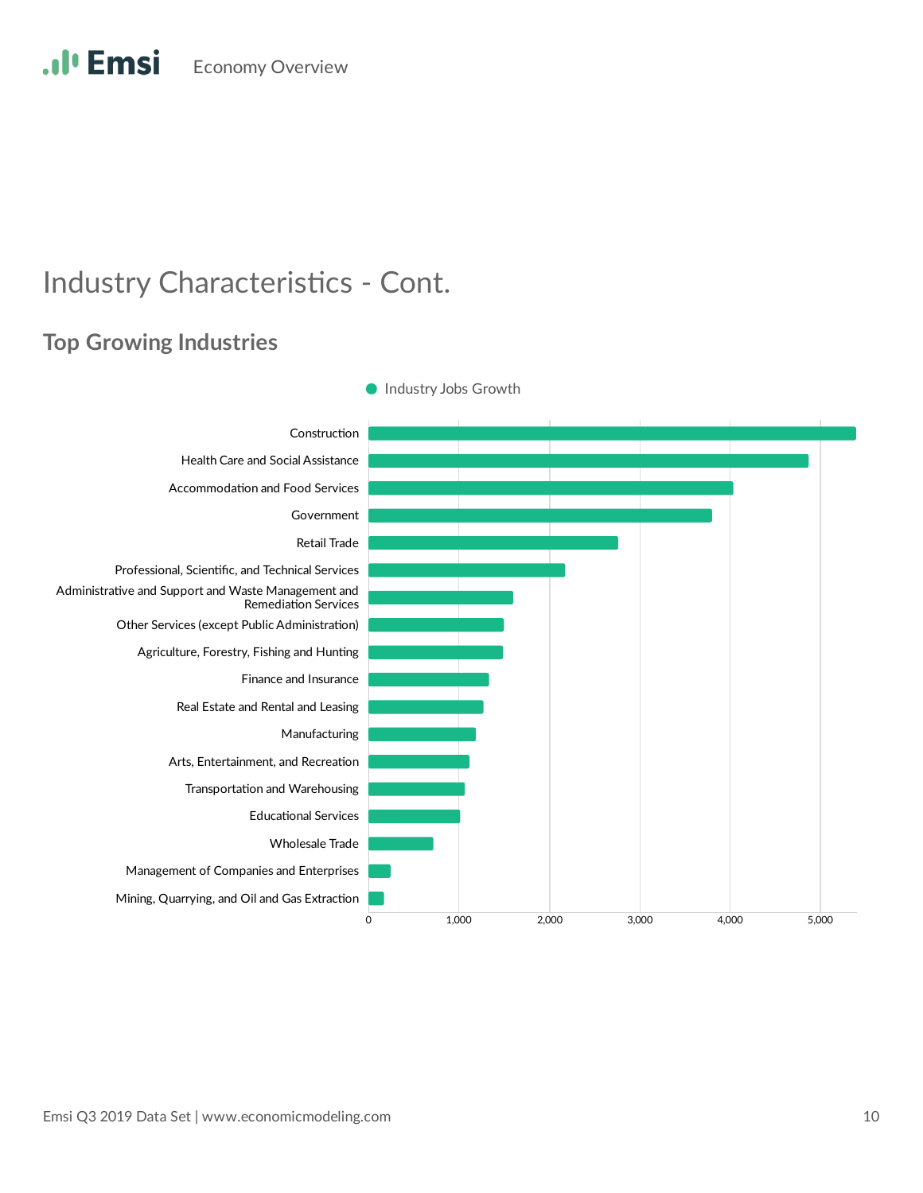# Industry Characteristics - Cont.

## Top Growing Industries

● Industry Jobs Growth

| Industry |
|---|
| Construction |
| Health Care and Social Assistance |
| Accommodation and Food Services |
| Government |
| Retail Trade |
| Professional, Scientific, and Technical Services |
| Administrative and Support and Waste Management and Remediation Services |
| Other Services (except Public Administration) |
| Agriculture, Forestry, Fishing and Hunting |
| Finance and Insurance |
| Real Estate and Rental and Leasing |
| Manufacturing |
| Arts, Entertainment, and Recreation |
| Transportation and Warehousing |
| Educational Services |
| Wholesale Trade |
| Management of Companies and Enterprises |
| Mining, Quarrying, and Oil and Gas Extraction |

0 | 1,000 | 2,000 | 3,000 | 4,000 | 5,000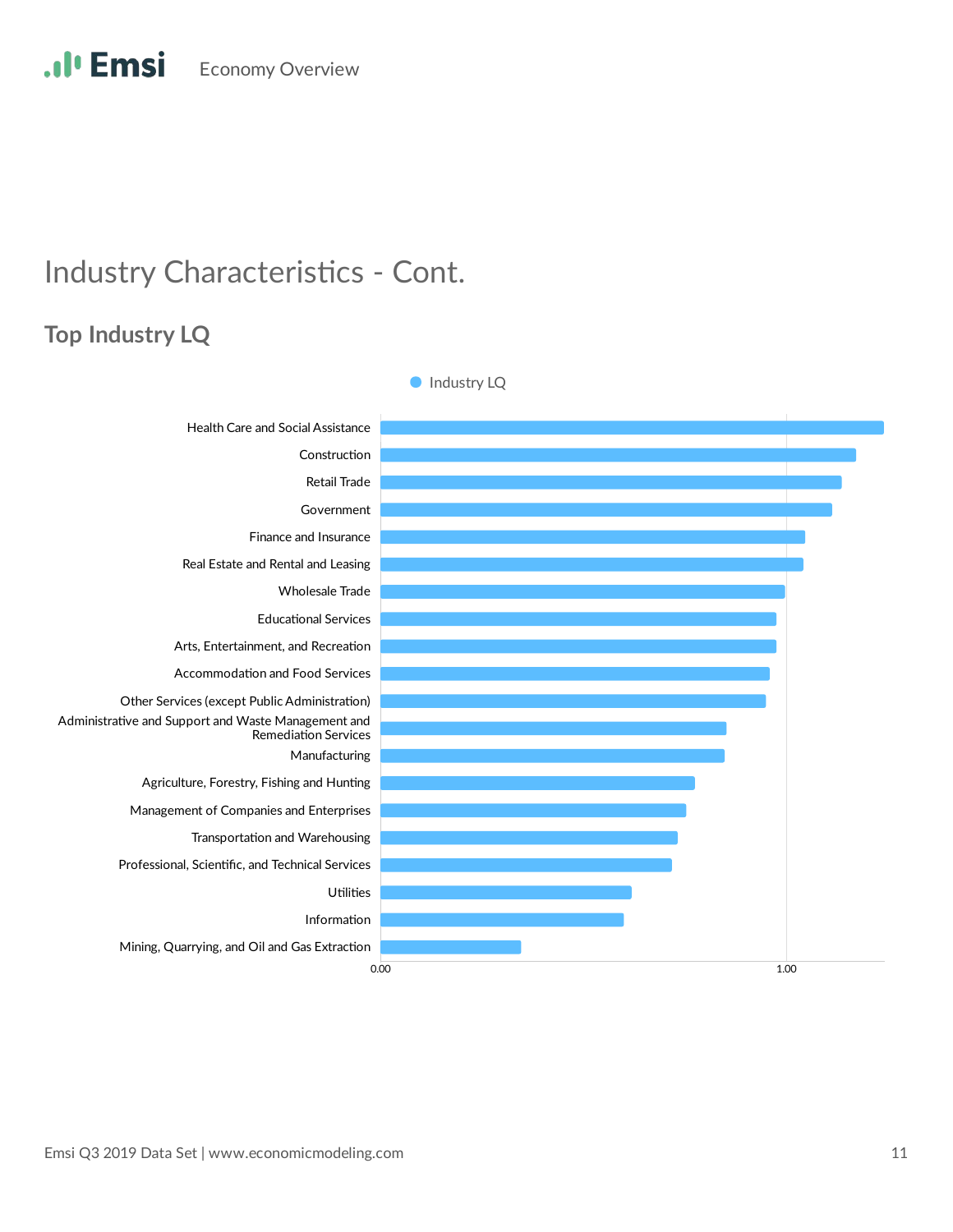# Industry Characteristics - Cont.

## Top Industry LQ

Industry LQ

- Health Care and Social Assistance
- Construction
- Retail Trade
- Government
- Finance and Insurance
- Real Estate and Rental and Leasing
- Wholesale Trade
- Educational Services
- Arts, Entertainment, and Recreation
- Accommodation and Food Services
- Other Services (except Public Administration)
- Administrative and Support and Waste Management and Remediation Services
- Manufacturing
- Agriculture, Forestry, Fishing and Hunting
- Management of Companies and Enterprises
- Transportation and Warehousing
- Professional, Scientific, and Technical Services
- Utilities
- Information
- Mining, Quarrying, and Oil and Gas Extraction

0.00 1.00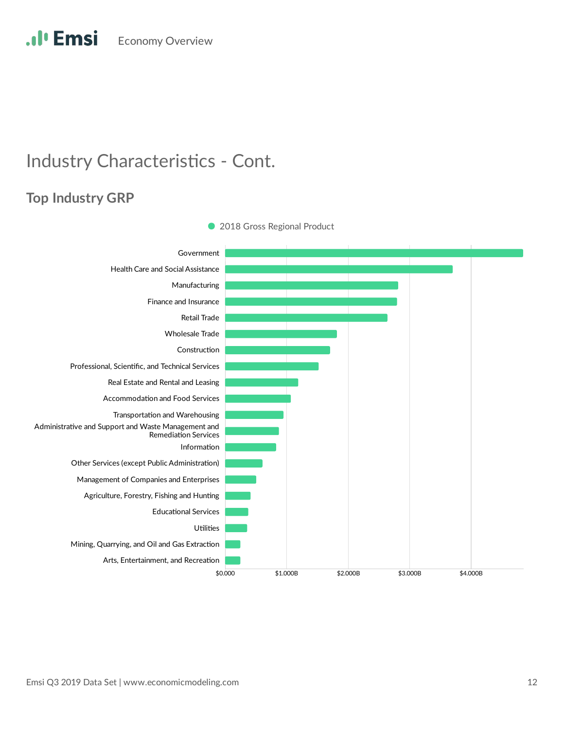# Industry Characteristics - Cont.

## Top Industry GRP

2018 Gross Regional Product

| Industry |
|---|
| Government |
| Health Care and Social Assistance |
| Manufacturing |
| Finance and Insurance |
| Retail Trade |
| Wholesale Trade |
| Construction |
| Professional, Scientific, and Technical Services |
| Real Estate and Rental and Leasing |
| Accommodation and Food Services |
| Transportation and Warehousing |
| Administrative and Support and Waste Management and Remediation Services |
| Information |
| Other Services (except Public Administration) |
| Management of Companies and Enterprises |
| Agriculture, Forestry, Fishing and Hunting |
| Educational Services |
| Utilities |
| Mining, Quarrying, and Oil and Gas Extraction |
| Arts, Entertainment, and Recreation |

$0.000 | $1.000B | $2.000B | $3.000B | $4.000B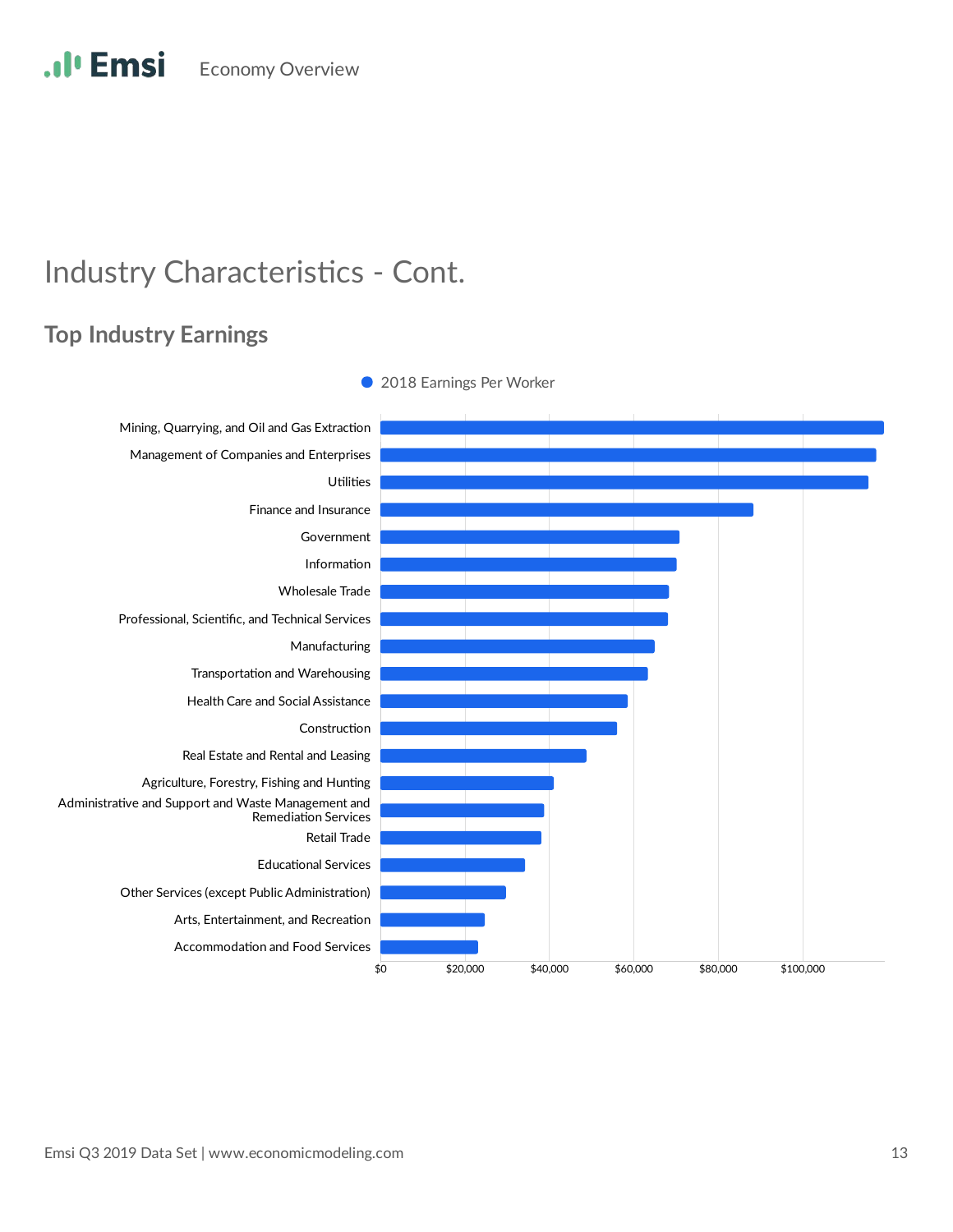# Industry Characteristics - Cont.

## Top Industry Earnings

2018 Earnings Per Worker

- Mining, Quarrying, and Oil and Gas Extraction
- Management of Companies and Enterprises
- Utilities
- Finance and Insurance
- Government
- Information
- Wholesale Trade
- Professional, Scientific, and Technical Services
- Manufacturing
- Transportation and Warehousing
- Health Care and Social Assistance
- Construction
- Real Estate and Rental and Leasing
- Agriculture, Forestry, Fishing and Hunting
- Administrative and Support and Waste Management and Remediation Services
- Retail Trade
- Educational Services
- Other Services (except Public Administration)
- Arts, Entertainment, and Recreation
- Accommodation and Food Services

$0 | $20,000 | $40,000 | $60,000 | $80,000 | $100,000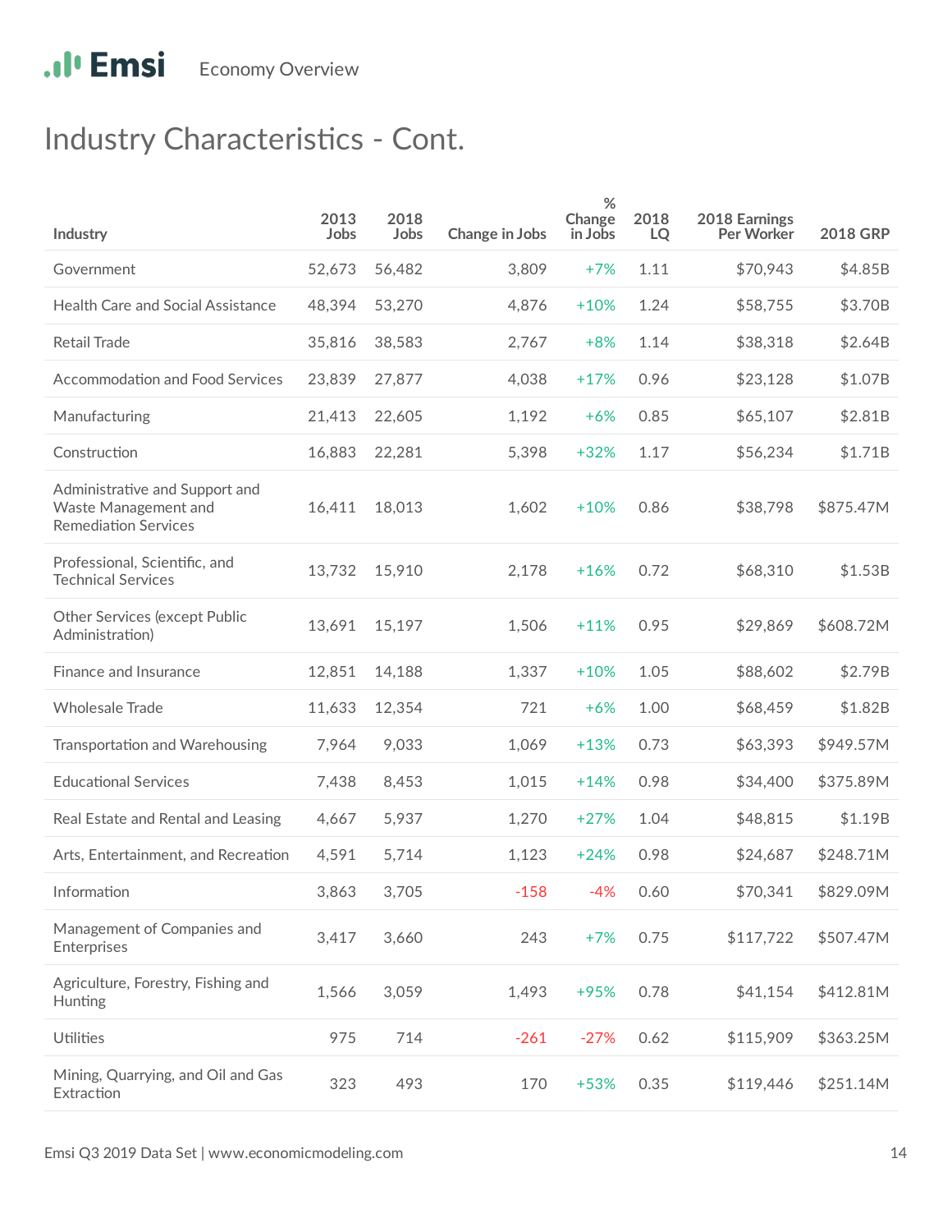# Industry Characteristics - Cont.

| Industry | 2013 Jobs | 2018 Jobs | Change in Jobs | % Change in Jobs | 2018 LQ | 2018 Earnings Per Worker | 2018 GRP |
|---|---|---|---|---|---|---|---|
| Government | 52,673 | 56,482 | 3,809 | +7% | 1.11 | $70,943 | $4.85B |
| Health Care and Social Assistance | 48,394 | 53,270 | 4,876 | +10% | 1.24 | $58,755 | $3.70B |
| Retail Trade | 35,816 | 38,583 | 2,767 | +8% | 1.14 | $38,318 | $2.64B |
| Accommodation and Food Services | 23,839 | 27,877 | 4,038 | +17% | 0.96 | $23,128 | $1.07B |
| Manufacturing | 21,413 | 22,605 | 1,192 | +6% | 0.85 | $65,107 | $2.81B |
| Construction | 16,883 | 22,281 | 5,398 | +32% | 1.17 | $56,234 | $1.71B |
| Administrative and Support and Waste Management and Remediation Services | 16,411 | 18,013 | 1,602 | +10% | 0.86 | $38,798 | $875.47M |
| Professional, Scientific, and Technical Services | 13,732 | 15,910 | 2,178 | +16% | 0.72 | $68,310 | $1.53B |
| Other Services (except Public Administration) | 13,691 | 15,197 | 1,506 | +11% | 0.95 | $29,869 | $608.72M |
| Finance and Insurance | 12,851 | 14,188 | 1,337 | +10% | 1.05 | $88,602 | $2.79B |
| Wholesale Trade | 11,633 | 12,354 | 721 | +6% | 1.00 | $68,459 | $1.82B |
| Transportation and Warehousing | 7,964 | 9,033 | 1,069 | +13% | 0.73 | $63,393 | $949.57M |
| Educational Services | 7,438 | 8,453 | 1,015 | +14% | 0.98 | $34,400 | $375.89M |
| Real Estate and Rental and Leasing | 4,667 | 5,937 | 1,270 | +27% | 1.04 | $48,815 | $1.19B |
| Arts, Entertainment, and Recreation | 4,591 | 5,714 | 1,123 | +24% | 0.98 | $24,687 | $248.71M |
| Information | 3,863 | 3,705 | -158 | -4% | 0.60 | $70,341 | $829.09M |
| Management of Companies and Enterprises | 3,417 | 3,660 | 243 | +7% | 0.75 | $117,722 | $507.47M |
| Agriculture, Forestry, Fishing and Hunting | 1,566 | 3,059 | 1,493 | +95% | 0.78 | $41,154 | $412.81M |
| Utilities | 975 | 714 | -261 | -27% | 0.62 | $115,909 | $363.25M |
| Mining, Quarrying, and Oil and Gas Extraction | 323 | 493 | 170 | +53% | 0.35 | $119,446 | $251.14M |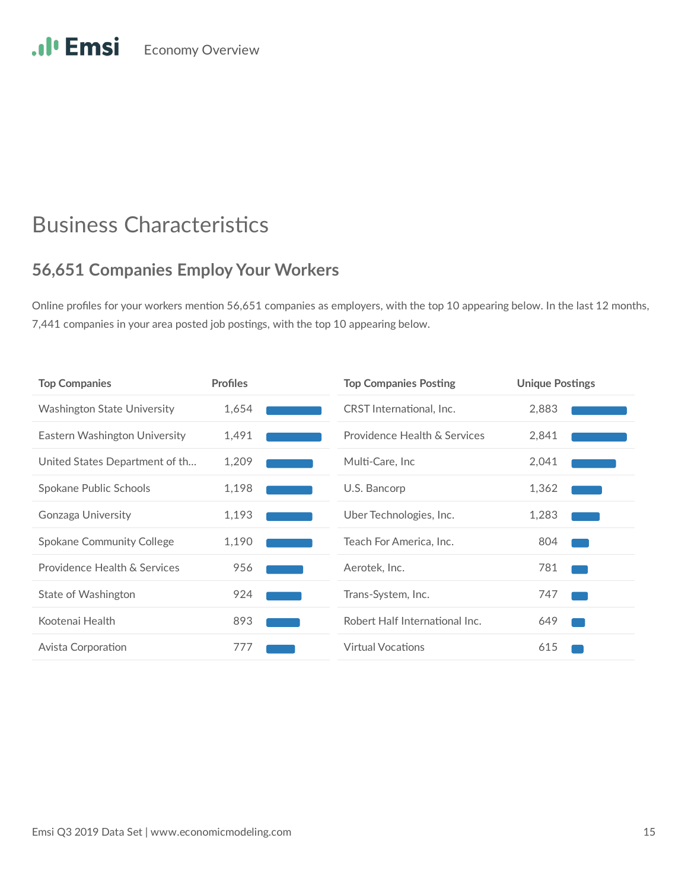# Business Characteristics

## 56,651 Companies Employ Your Workers

Online profiles for your workers mention 56,651 companies as employers, with the top 10 appearing below. In the last 12 months, 7,441 companies in your area posted job postings, with the top 10 appearing below.

| Top Companies | Profiles |
|---|---|
| Washington State University | 1,654 |
| Eastern Washington University | 1,491 |
| United States Department of th... | 1,209 |
| Spokane Public Schools | 1,198 |
| Gonzaga University | 1,193 |
| Spokane Community College | 1,190 |
| Providence Health & Services | 956 |
| State of Washington | 924 |
| Kootenai Health | 893 |
| Avista Corporation | 777 |

| Top Companies Posting | Unique Postings |
|---|---|
| CRST International, Inc. | 2,883 |
| Providence Health & Services | 2,841 |
| Multi-Care, Inc | 2,041 |
| U.S. Bancorp | 1,362 |
| Uber Technologies, Inc. | 1,283 |
| Teach For America, Inc. | 804 |
| Aerotek, Inc. | 781 |
| Trans-System, Inc. | 747 |
| Robert Half International Inc. | 649 |
| Virtual Vocations | 615 |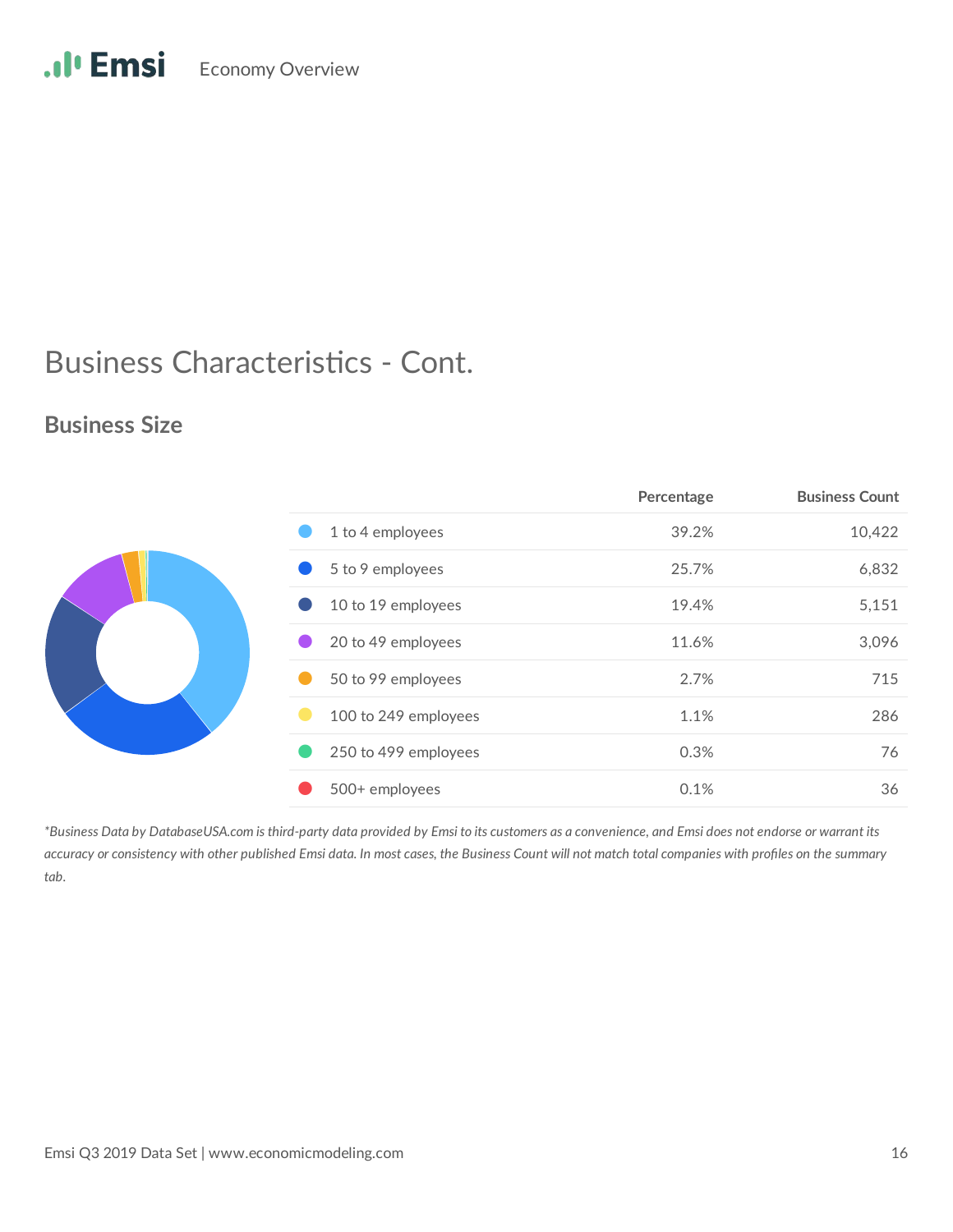# Business Characteristics - Cont.

## Business Size

| | Percentage | Business Count |
|---|---|---|
| 1 to 4 employees | 39.2% | 10,422 |
| 5 to 9 employees | 25.7% | 6,832 |
| 10 to 19 employees | 19.4% | 5,151 |
| 20 to 49 employees | 11.6% | 3,096 |
| 50 to 99 employees | 2.7% | 715 |
| 100 to 249 employees | 1.1% | 286 |
| 250 to 499 employees | 0.3% | 76 |
| 500+ employees | 0.1% | 36 |

*\*Business Data by DatabaseUSA.com is third-party data provided by Emsi to its customers as a convenience, and Emsi does not endorse or warrant its accuracy or consistency with other published Emsi data. In most cases, the Business Count will not match total companies with profiles on the summary tab.*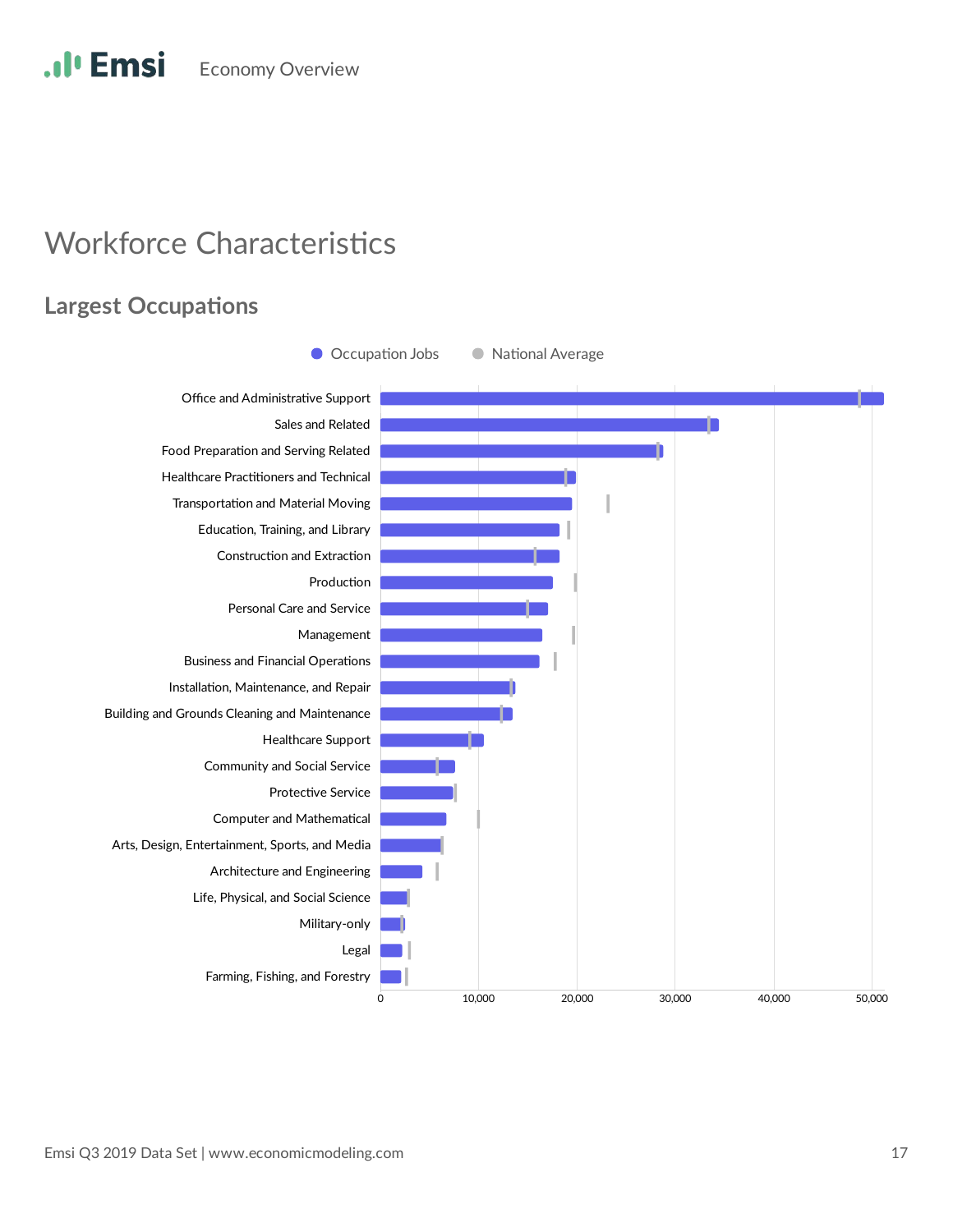# Workforce Characteristics

## Largest Occupations

● Occupation Jobs ● National Average

| Occupation |
| --- |
| Office and Administrative Support |
| Sales and Related |
| Food Preparation and Serving Related |
| Healthcare Practitioners and Technical |
| Transportation and Material Moving |
| Education, Training, and Library |
| Construction and Extraction |
| Production |
| Personal Care and Service |
| Management |
| Business and Financial Operations |
| Installation, Maintenance, and Repair |
| Building and Grounds Cleaning and Maintenance |
| Healthcare Support |
| Community and Social Service |
| Protective Service |
| Computer and Mathematical |
| Arts, Design, Entertainment, Sports, and Media |
| Architecture and Engineering |
| Life, Physical, and Social Science |
| Military-only |
| Legal |
| Farming, Fishing, and Forestry |

0 10,000 20,000 30,000 40,000 50,000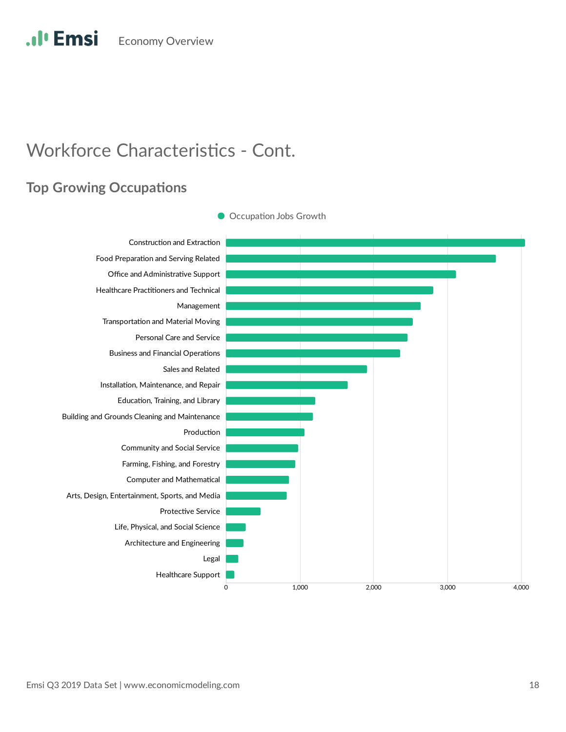# Workforce Characteristics - Cont.

## Top Growing Occupations

Occupation Jobs Growth

| Occupation | Jobs Growth (approx.) |
|---|---|
| Construction and Extraction | 4,050 |
| Food Preparation and Serving Related | 3,650 |
| Office and Administrative Support | 3,120 |
| Healthcare Practitioners and Technical | 2,810 |
| Management | 2,640 |
| Transportation and Material Moving | 2,530 |
| Personal Care and Service | 2,460 |
| Business and Financial Operations | 2,360 |
| Sales and Related | 1,910 |
| Installation, Maintenance, and Repair | 1,650 |
| Education, Training, and Library | 1,210 |
| Building and Grounds Cleaning and Maintenance | 1,180 |
| Production | 1,060 |
| Community and Social Service | 980 |
| Farming, Fishing, and Forestry | 940 |
| Computer and Mathematical | 850 |
| Arts, Design, Entertainment, Sports, and Media | 820 |
| Protective Service | 470 |
| Life, Physical, and Social Science | 270 |
| Architecture and Engineering | 240 |
| Legal | 170 |
| Healthcare Support | 110 |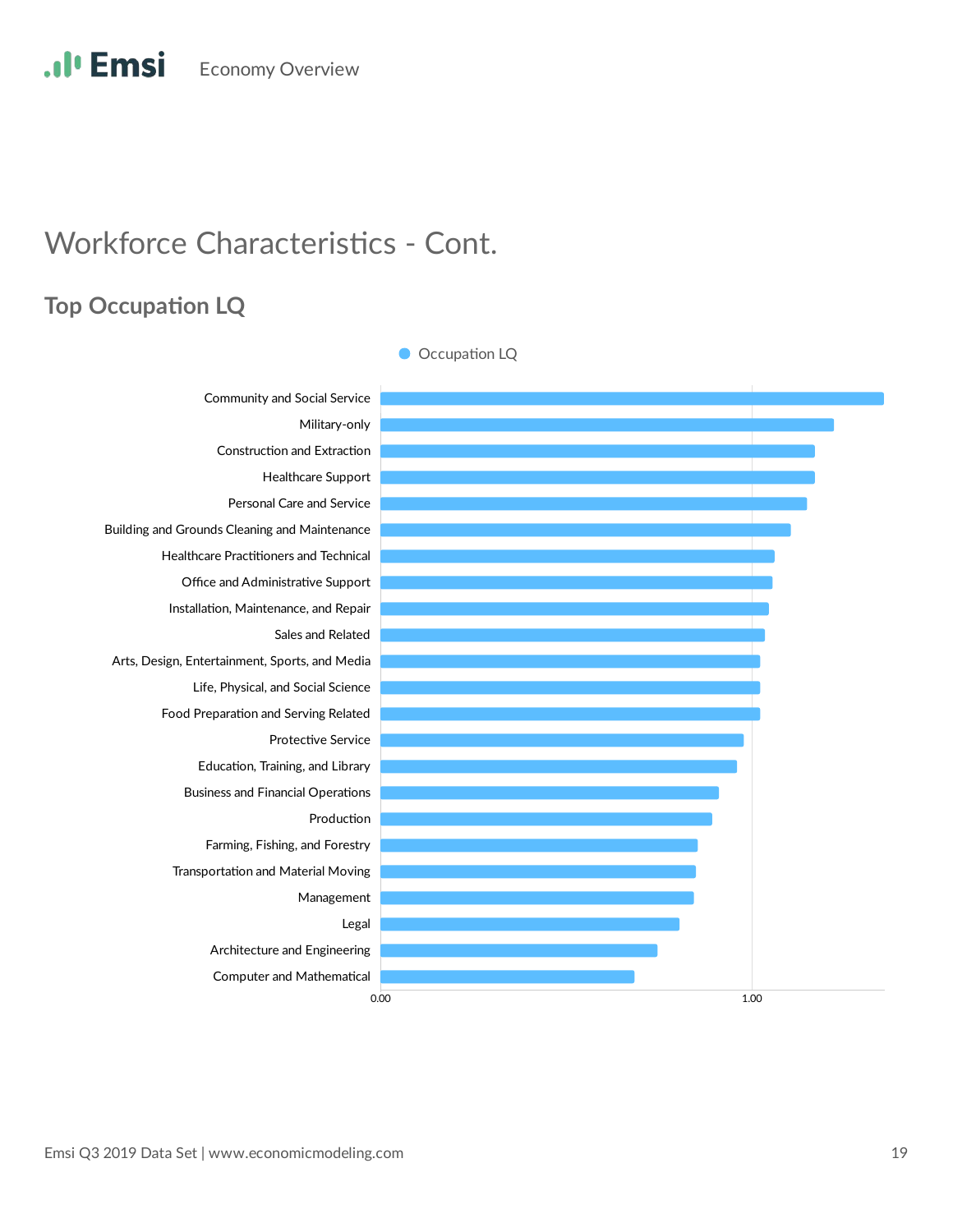# Workforce Characteristics - Cont.

## Top Occupation LQ

Occupation LQ

Community and Social Service
Military-only
Construction and Extraction
Healthcare Support
Personal Care and Service
Building and Grounds Cleaning and Maintenance
Healthcare Practitioners and Technical
Office and Administrative Support
Installation, Maintenance, and Repair
Sales and Related
Arts, Design, Entertainment, Sports, and Media
Life, Physical, and Social Science
Food Preparation and Serving Related
Protective Service
Education, Training, and Library
Business and Financial Operations
Production
Farming, Fishing, and Forestry
Transportation and Material Moving
Management
Legal
Architecture and Engineering
Computer and Mathematical

0.00 1.00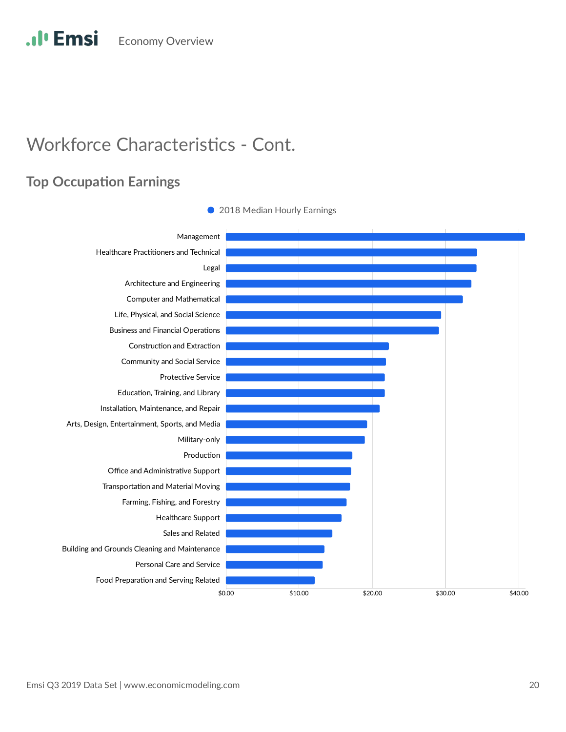# Workforce Characteristics - Cont.

## Top Occupation Earnings

2018 Median Hourly Earnings

Management

Healthcare Practitioners and Technical

Legal

Architecture and Engineering

Computer and Mathematical

Life, Physical, and Social Science

Business and Financial Operations

Construction and Extraction

Community and Social Service

Protective Service

Education, Training, and Library

Installation, Maintenance, and Repair

Arts, Design, Entertainment, Sports, and Media

Military-only

Production

Office and Administrative Support

Transportation and Material Moving

Farming, Fishing, and Forestry

Healthcare Support

Sales and Related

Building and Grounds Cleaning and Maintenance

Personal Care and Service

Food Preparation and Serving Related

$0.00 $10.00 $20.00 $30.00 $40.00

Emsi Q3 2019 Data Set | www.economicmodeling.com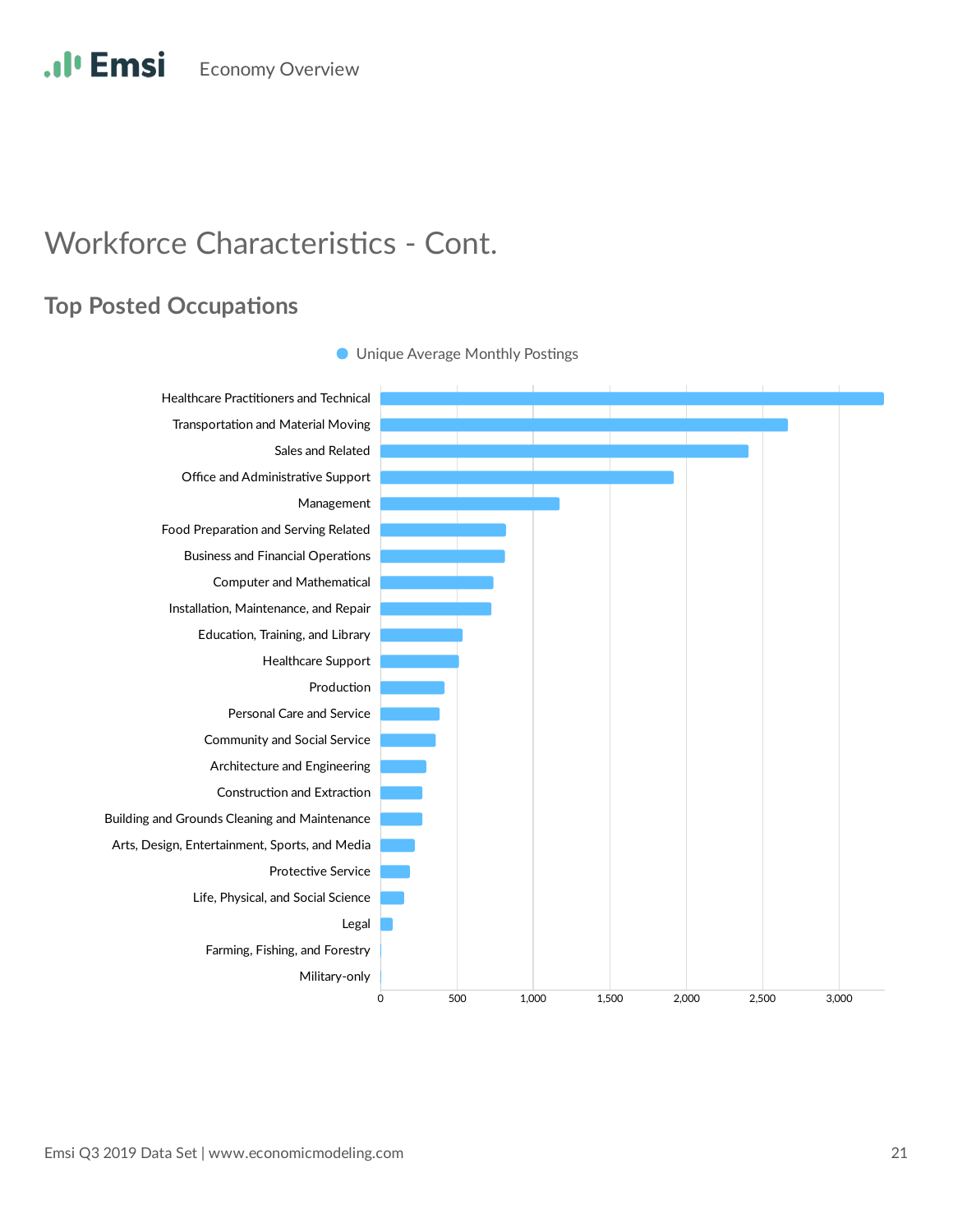# Workforce Characteristics - Cont.

## Top Posted Occupations

Unique Average Monthly Postings

Healthcare Practitioners and Technical
Transportation and Material Moving
Sales and Related
Office and Administrative Support
Management
Food Preparation and Serving Related
Business and Financial Operations
Computer and Mathematical
Installation, Maintenance, and Repair
Education, Training, and Library
Healthcare Support
Production
Personal Care and Service
Community and Social Service
Architecture and Engineering
Construction and Extraction
Building and Grounds Cleaning and Maintenance
Arts, Design, Entertainment, Sports, and Media
Protective Service
Life, Physical, and Social Science
Legal
Farming, Fishing, and Forestry
Military-only

0 500 1,000 1,500 2,000 2,500 3,000

Emsi Q3 2019 Data Set | www.economicmodeling.com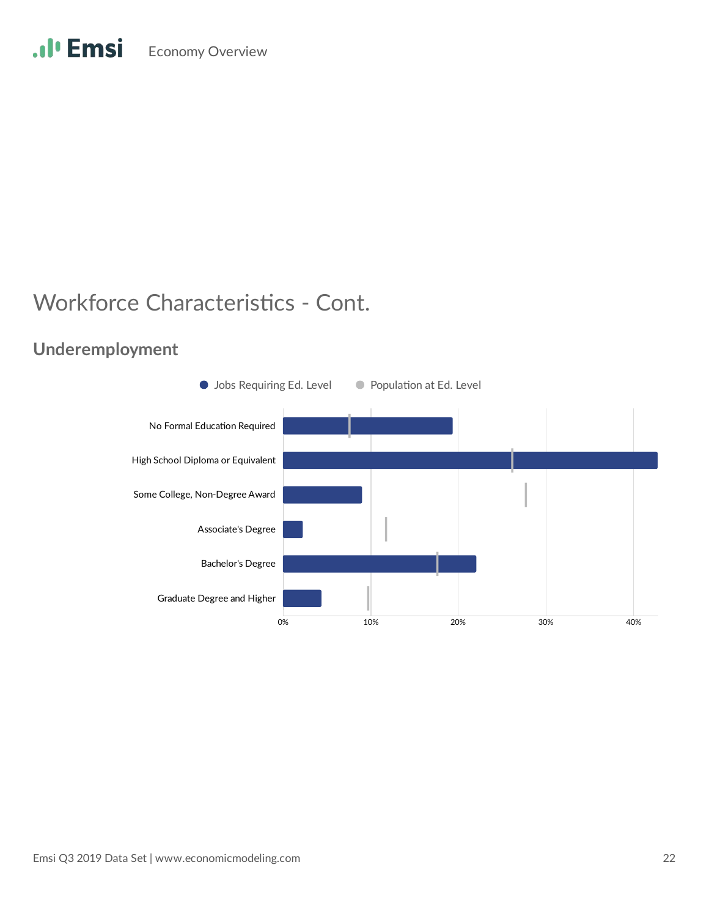# Workforce Characteristics - Cont.

## Underemployment

● Jobs Requiring Ed. Level ● Population at Ed. Level

| Education Level |
|---|
| No Formal Education Required |
| High School Diploma or Equivalent |
| Some College, Non-Degree Award |
| Associate's Degree |
| Bachelor's Degree |
| Graduate Degree and Higher |

0% 10% 20% 30% 40%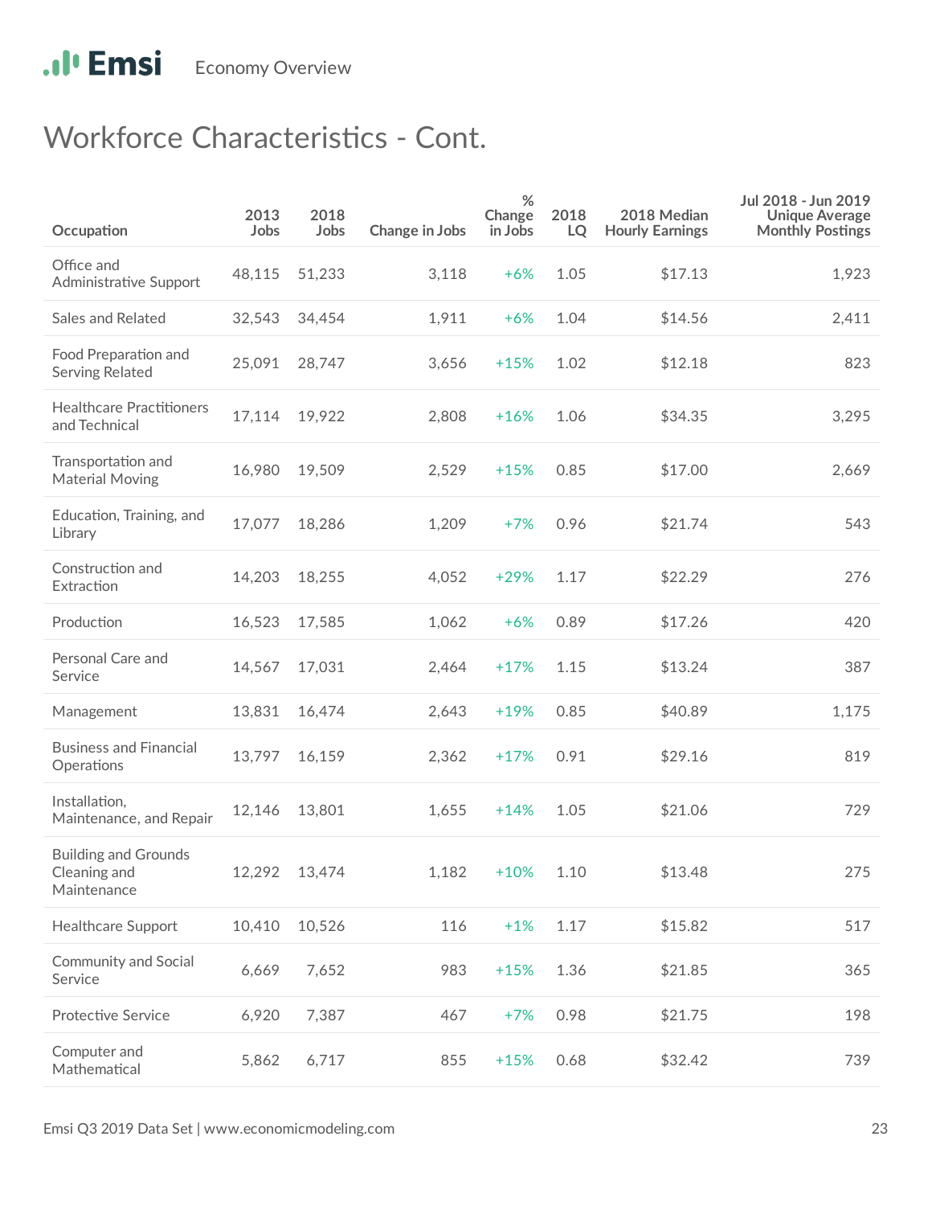Emsi Economy Overview

# Workforce Characteristics - Cont.

| Occupation | 2013 Jobs | 2018 Jobs | Change in Jobs | % Change in Jobs | 2018 LQ | 2018 Median Hourly Earnings | Jul 2018 - Jun 2019 Unique Average Monthly Postings |
|---|---|---|---|---|---|---|---|
| Office and Administrative Support | 48,115 | 51,233 | 3,118 | +6% | 1.05 | $17.13 | 1,923 |
| Sales and Related | 32,543 | 34,454 | 1,911 | +6% | 1.04 | $14.56 | 2,411 |
| Food Preparation and Serving Related | 25,091 | 28,747 | 3,656 | +15% | 1.02 | $12.18 | 823 |
| Healthcare Practitioners and Technical | 17,114 | 19,922 | 2,808 | +16% | 1.06 | $34.35 | 3,295 |
| Transportation and Material Moving | 16,980 | 19,509 | 2,529 | +15% | 0.85 | $17.00 | 2,669 |
| Education, Training, and Library | 17,077 | 18,286 | 1,209 | +7% | 0.96 | $21.74 | 543 |
| Construction and Extraction | 14,203 | 18,255 | 4,052 | +29% | 1.17 | $22.29 | 276 |
| Production | 16,523 | 17,585 | 1,062 | +6% | 0.89 | $17.26 | 420 |
| Personal Care and Service | 14,567 | 17,031 | 2,464 | +17% | 1.15 | $13.24 | 387 |
| Management | 13,831 | 16,474 | 2,643 | +19% | 0.85 | $40.89 | 1,175 |
| Business and Financial Operations | 13,797 | 16,159 | 2,362 | +17% | 0.91 | $29.16 | 819 |
| Installation, Maintenance, and Repair | 12,146 | 13,801 | 1,655 | +14% | 1.05 | $21.06 | 729 |
| Building and Grounds Cleaning and Maintenance | 12,292 | 13,474 | 1,182 | +10% | 1.10 | $13.48 | 275 |
| Healthcare Support | 10,410 | 10,526 | 116 | +1% | 1.17 | $15.82 | 517 |
| Community and Social Service | 6,669 | 7,652 | 983 | +15% | 1.36 | $21.85 | 365 |
| Protective Service | 6,920 | 7,387 | 467 | +7% | 0.98 | $21.75 | 198 |
| Computer and Mathematical | 5,862 | 6,717 | 855 | +15% | 0.68 | $32.42 | 739 |

Emsi Q3 2019 Data Set | www.economicmodeling.com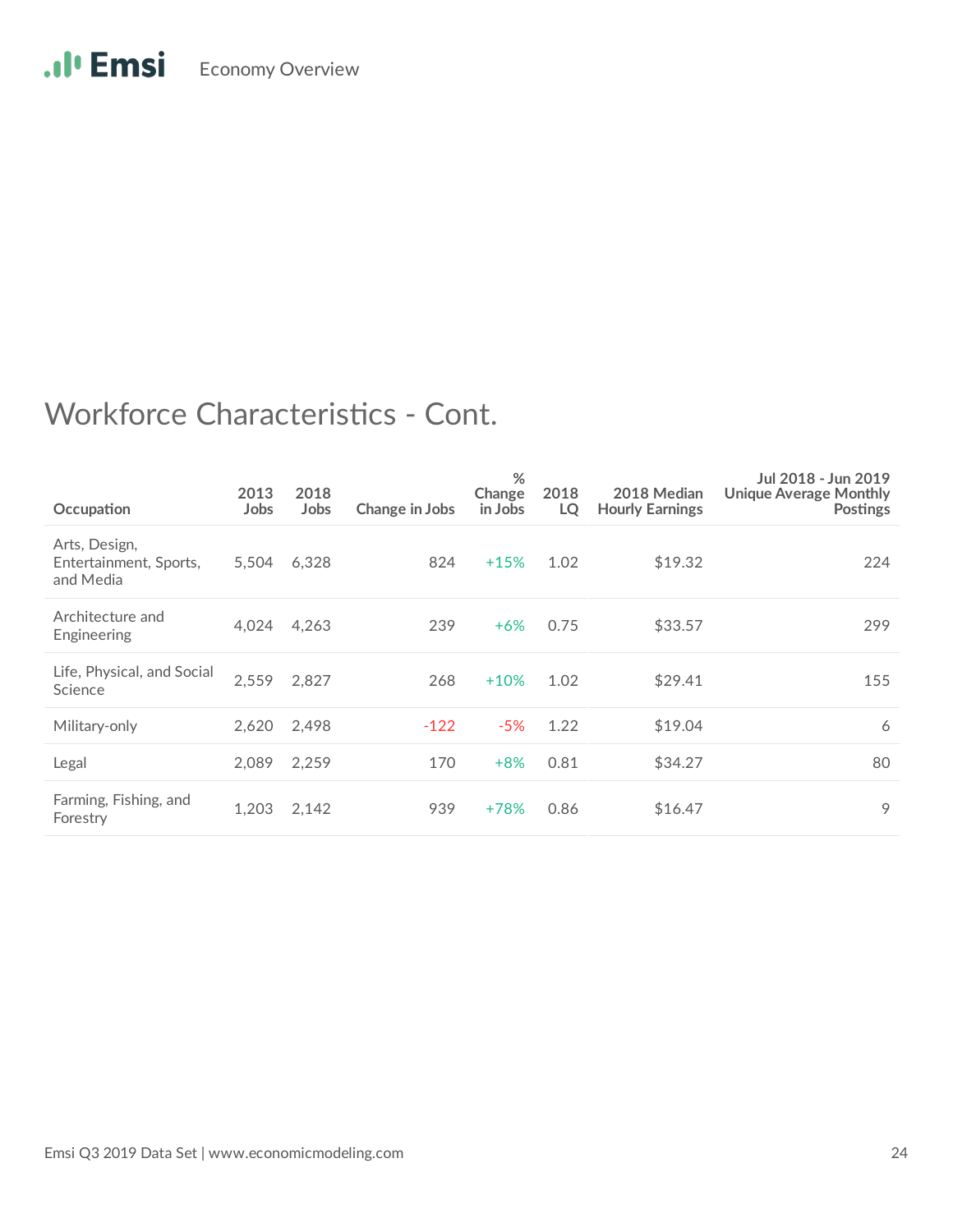## Workforce Characteristics - Cont.

| Occupation | 2013 Jobs | 2018 Jobs | Change in Jobs | % Change in Jobs | 2018 LQ | 2018 Median Hourly Earnings | Jul 2018 - Jun 2019 Unique Average Monthly Postings |
|---|---|---|---|---|---|---|---|
| Arts, Design, Entertainment, Sports, and Media | 5,504 | 6,328 | 824 | +15% | 1.02 | $19.32 | 224 |
| Architecture and Engineering | 4,024 | 4,263 | 239 | +6% | 0.75 | $33.57 | 299 |
| Life, Physical, and Social Science | 2,559 | 2,827 | 268 | +10% | 1.02 | $29.41 | 155 |
| Military-only | 2,620 | 2,498 | -122 | -5% | 1.22 | $19.04 | 6 |
| Legal | 2,089 | 2,259 | 170 | +8% | 0.81 | $34.27 | 80 |
| Farming, Fishing, and Forestry | 1,203 | 2,142 | 939 | +78% | 0.86 | $16.47 | 9 |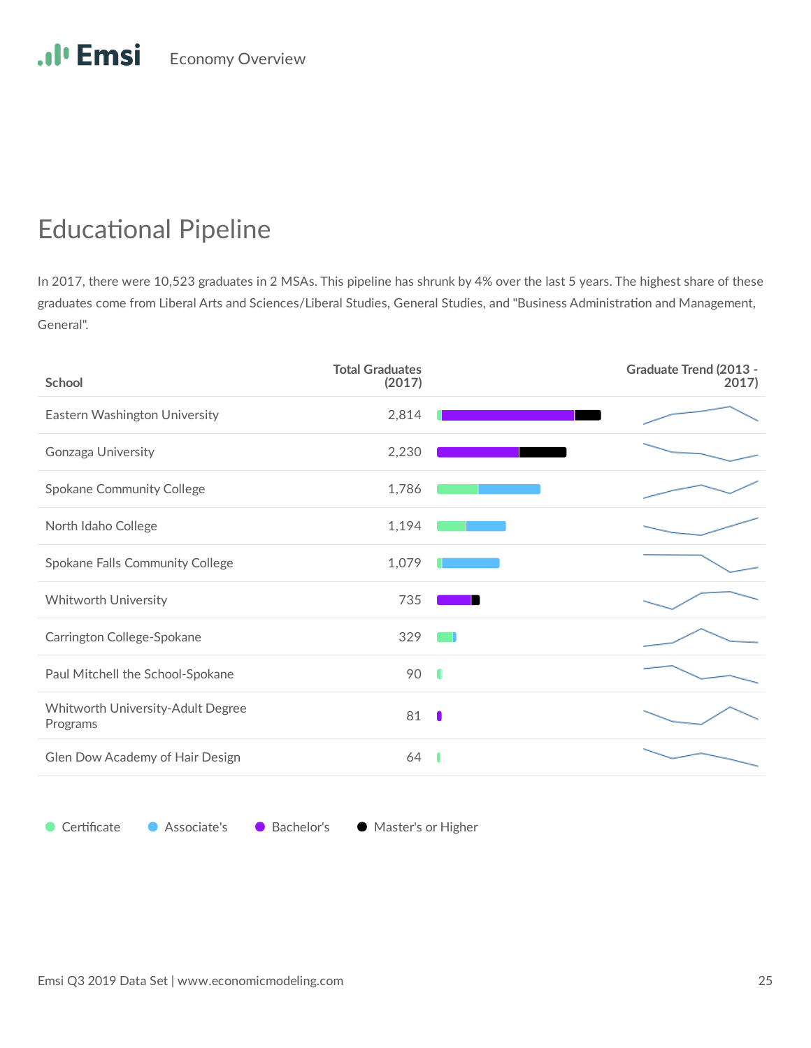## Educational Pipeline

In 2017, there were 10,523 graduates in 2 MSAs. This pipeline has shrunk by 4% over the last 5 years. The highest share of these graduates come from Liberal Arts and Sciences/Liberal Studies, General Studies, and "Business Administration and Management, General".

| School | Total Graduates (2017) | | Graduate Trend (2013 - 2017) |
|---|---|---|---|
| Eastern Washington University | 2,814 | | |
| Gonzaga University | 2,230 | | |
| Spokane Community College | 1,786 | | |
| North Idaho College | 1,194 | | |
| Spokane Falls Community College | 1,079 | | |
| Whitworth University | 735 | | |
| Carrington College-Spokane | 329 | | |
| Paul Mitchell the School-Spokane | 90 | | |
| Whitworth University-Adult Degree Programs | 81 | | |
| Glen Dow Academy of Hair Design | 64 | | |

Certificate
Associate's
Bachelor's
Master's or Higher